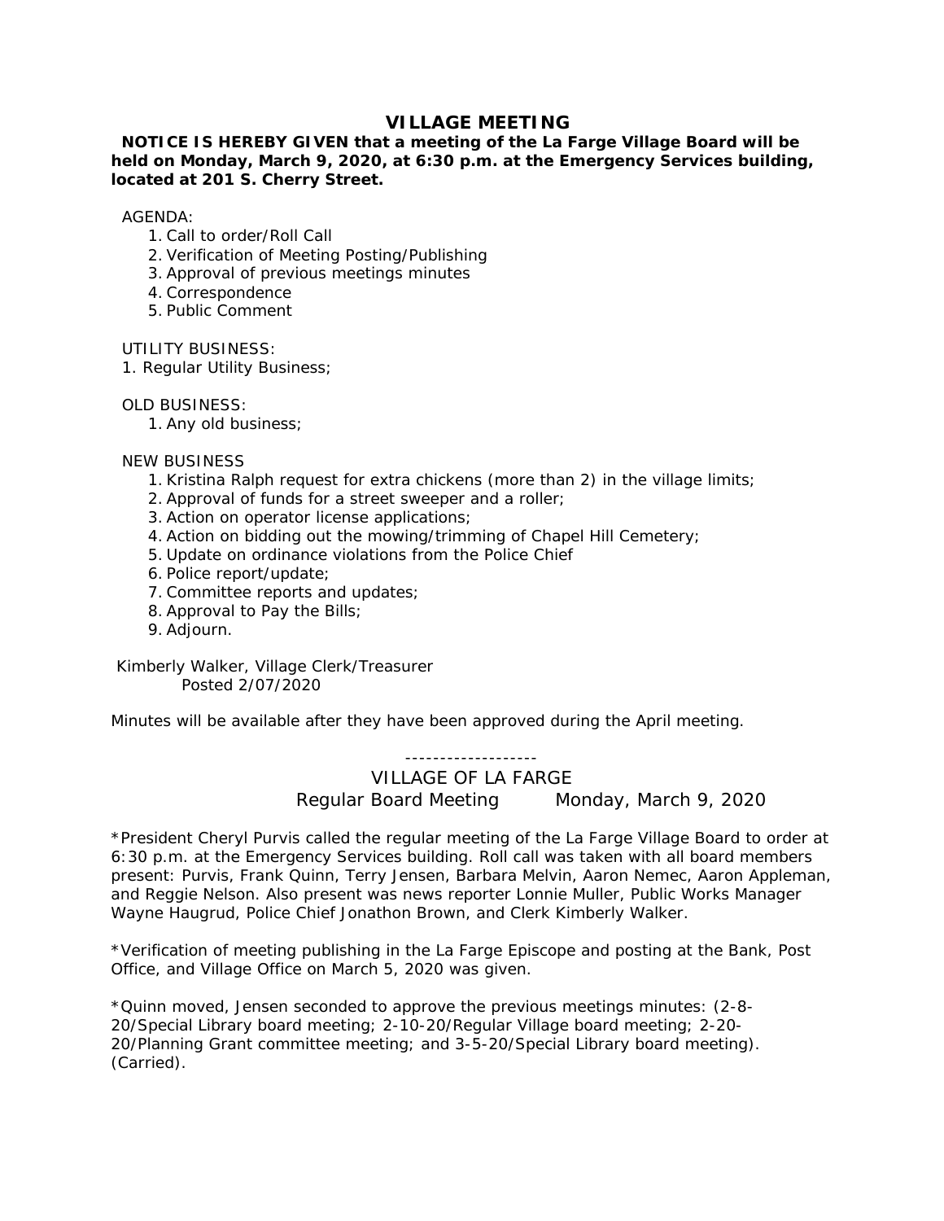# VILLAGE MEETING

**NOTICE IS HEREBY GIVEN that a meeting of the La Farge Village Board will be held on Monday, March 9, 2020, at 6:30 p.m. at the Emergency Services building, located at 201 S. Cherry Street.**

AGENDA:

1. Call to order/Roll Call
2. Verification of Meeting Posting/Publishing
3. Approval of previous meetings minutes
4. Correspondence
5. Public Comment

UTILITY BUSINESS:

1. Regular Utility Business;

OLD BUSINESS:

1. Any old business;

NEW BUSINESS

1. Kristina Ralph request for extra chickens (more than 2) in the village limits;
2. Approval of funds for a street sweeper and a roller;
3. Action on operator license applications;
4. Action on bidding out the mowing/trimming of Chapel Hill Cemetery;
5. Update on ordinance violations from the Police Chief
6. Police report/update;
7. Committee reports and updates;
8. Approval to Pay the Bills;
9. Adjourn.

Kimberly Walker, Village Clerk/Treasurer
Posted 2/07/2020

Minutes will be available after they have been approved during the April meeting.

-------------------

VILLAGE OF LA FARGE

Regular Board Meeting Monday, March 9, 2020

*President Cheryl Purvis called the regular meeting of the La Farge Village Board to order at 6:30 p.m. at the Emergency Services building. Roll call was taken with all board members present: Purvis, Frank Quinn, Terry Jensen, Barbara Melvin, Aaron Nemec, Aaron Appleman, and Reggie Nelson. Also present was news reporter Lonnie Muller, Public Works Manager Wayne Haugrud, Police Chief Jonathon Brown, and Clerk Kimberly Walker.

*Verification of meeting publishing in the La Farge Episcope and posting at the Bank, Post Office, and Village Office on March 5, 2020 was given.

*Quinn moved, Jensen seconded to approve the previous meetings minutes: (2-8-20/Special Library board meeting; 2-10-20/Regular Village board meeting; 2-20-20/Planning Grant committee meeting; and 3-5-20/Special Library board meeting). (Carried).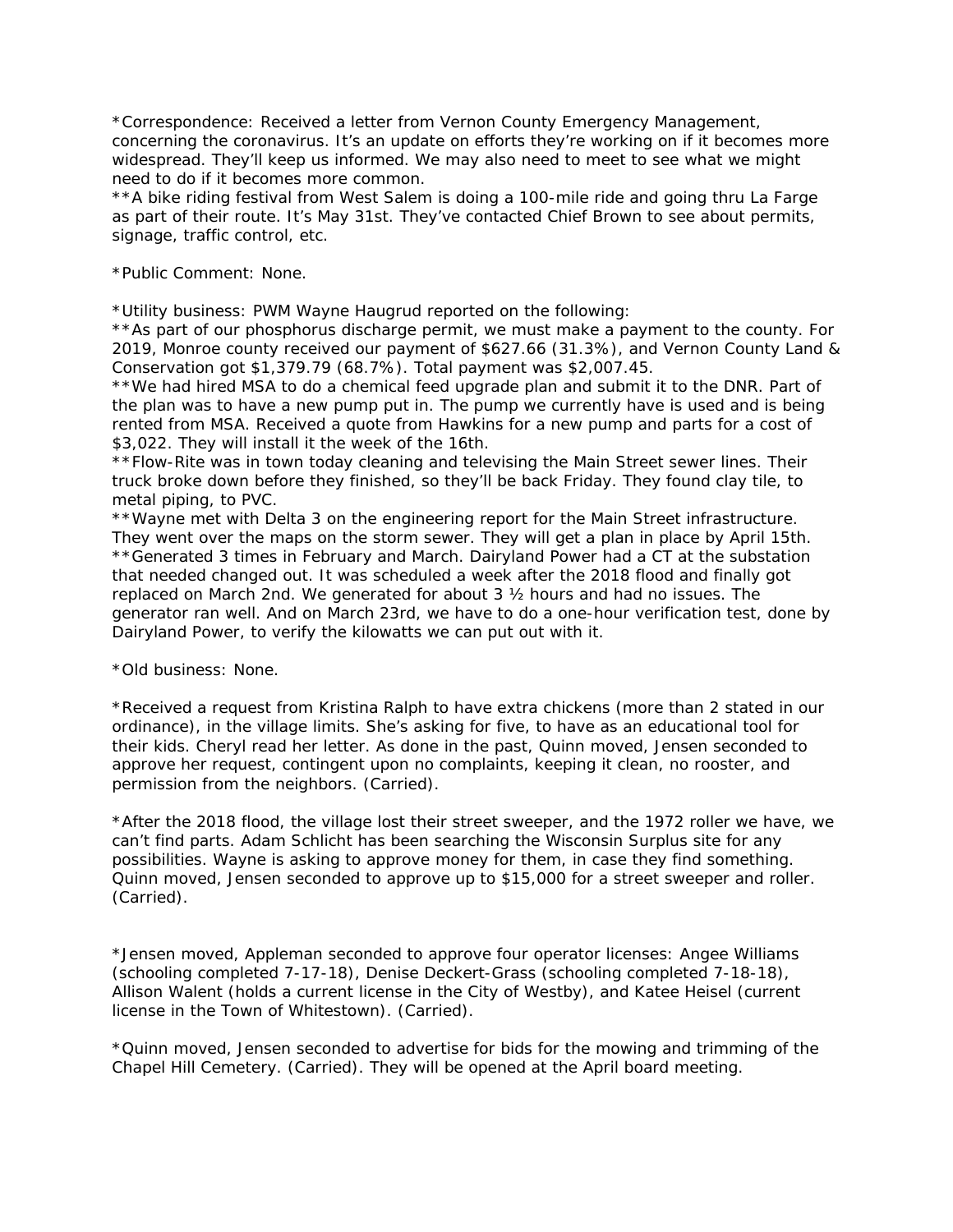*Correspondence: Received a letter from Vernon County Emergency Management, concerning the coronavirus. It's an update on efforts they're working on if it becomes more widespread. They'll keep us informed. We may also need to meet to see what we might need to do if it becomes more common.
**A bike riding festival from West Salem is doing a 100-mile ride and going thru La Farge as part of their route. It's May 31st. They've contacted Chief Brown to see about permits, signage, traffic control, etc.

*Public Comment: None.

*Utility business: PWM Wayne Haugrud reported on the following:
**As part of our phosphorus discharge permit, we must make a payment to the county. For 2019, Monroe county received our payment of $627.66 (31.3%), and Vernon County Land & Conservation got $1,379.79 (68.7%). Total payment was $2,007.45.
**We had hired MSA to do a chemical feed upgrade plan and submit it to the DNR. Part of the plan was to have a new pump put in. The pump we currently have is used and is being rented from MSA. Received a quote from Hawkins for a new pump and parts for a cost of $3,022. They will install it the week of the 16th.
**Flow-Rite was in town today cleaning and televising the Main Street sewer lines. Their truck broke down before they finished, so they'll be back Friday. They found clay tile, to metal piping, to PVC.
**Wayne met with Delta 3 on the engineering report for the Main Street infrastructure. They went over the maps on the storm sewer. They will get a plan in place by April 15th.
**Generated 3 times in February and March. Dairyland Power had a CT at the substation that needed changed out. It was scheduled a week after the 2018 flood and finally got replaced on March 2nd. We generated for about 3 ½ hours and had no issues. The generator ran well. And on March 23rd, we have to do a one-hour verification test, done by Dairyland Power, to verify the kilowatts we can put out with it.

*Old business: None.

*Received a request from Kristina Ralph to have extra chickens (more than 2 stated in our ordinance), in the village limits. She's asking for five, to have as an educational tool for their kids. Cheryl read her letter. As done in the past, Quinn moved, Jensen seconded to approve her request, contingent upon no complaints, keeping it clean, no rooster, and permission from the neighbors. (Carried).

*After the 2018 flood, the village lost their street sweeper, and the 1972 roller we have, we can't find parts. Adam Schlicht has been searching the Wisconsin Surplus site for any possibilities. Wayne is asking to approve money for them, in case they find something. Quinn moved, Jensen seconded to approve up to $15,000 for a street sweeper and roller. (Carried).

*Jensen moved, Appleman seconded to approve four operator licenses: Angee Williams (schooling completed 7-17-18), Denise Deckert-Grass (schooling completed 7-18-18), Allison Walent (holds a current license in the City of Westby), and Katee Heisel (current license in the Town of Whitestown). (Carried).

*Quinn moved, Jensen seconded to advertise for bids for the mowing and trimming of the Chapel Hill Cemetery. (Carried). They will be opened at the April board meeting.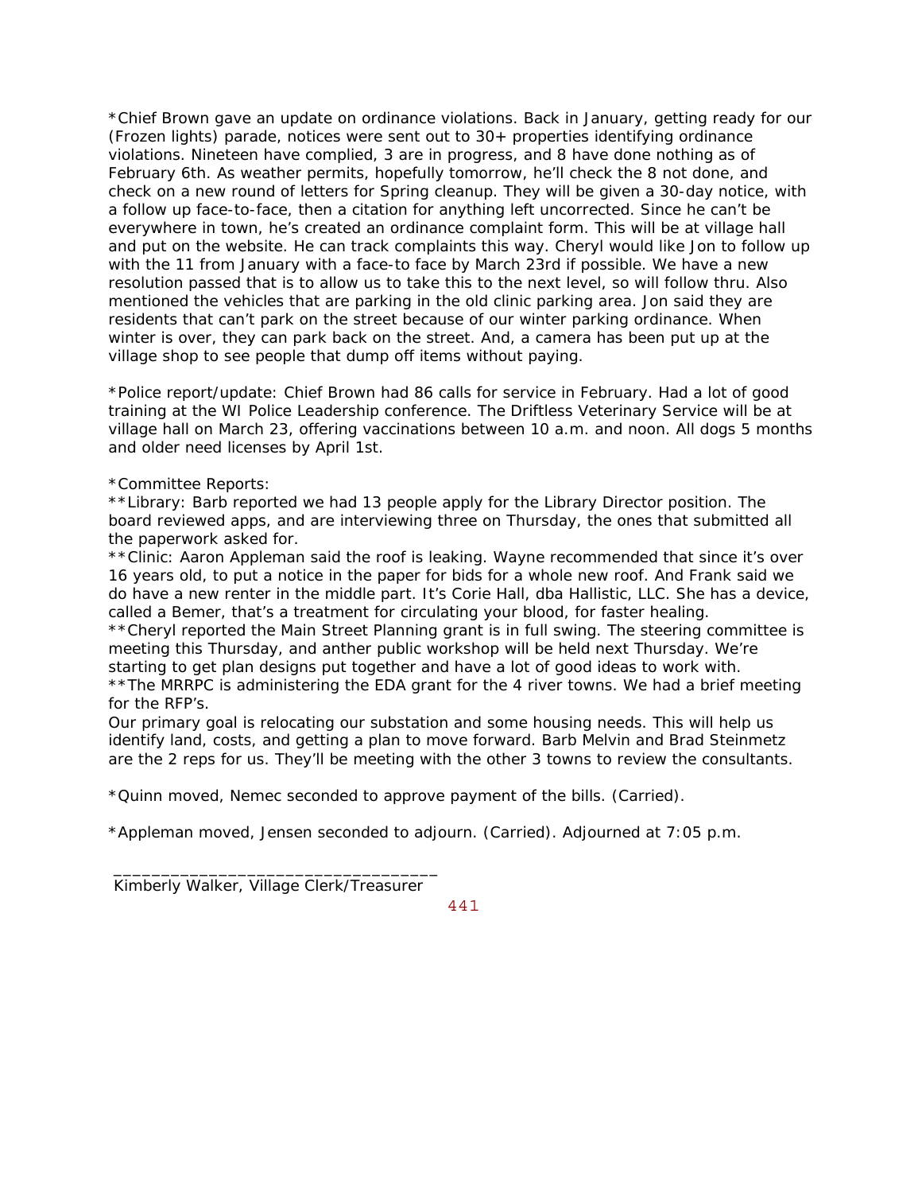*Chief Brown gave an update on ordinance violations. Back in January, getting ready for our (Frozen lights) parade, notices were sent out to 30+ properties identifying ordinance violations. Nineteen have complied, 3 are in progress, and 8 have done nothing as of February 6th. As weather permits, hopefully tomorrow, he'll check the 8 not done, and check on a new round of letters for Spring cleanup. They will be given a 30-day notice, with a follow up face-to-face, then a citation for anything left uncorrected. Since he can't be everywhere in town, he's created an ordinance complaint form. This will be at village hall and put on the website. He can track complaints this way. Cheryl would like Jon to follow up with the 11 from January with a face-to face by March 23rd if possible. We have a new resolution passed that is to allow us to take this to the next level, so will follow thru. Also mentioned the vehicles that are parking in the old clinic parking area. Jon said they are residents that can't park on the street because of our winter parking ordinance. When winter is over, they can park back on the street. And, a camera has been put up at the village shop to see people that dump off items without paying.

*Police report/update: Chief Brown had 86 calls for service in February. Had a lot of good training at the WI Police Leadership conference. The Driftless Veterinary Service will be at village hall on March 23, offering vaccinations between 10 a.m. and noon. All dogs 5 months and older need licenses by April 1st.

*Committee Reports:
**Library: Barb reported we had 13 people apply for the Library Director position. The board reviewed apps, and are interviewing three on Thursday, the ones that submitted all the paperwork asked for.
**Clinic: Aaron Appleman said the roof is leaking. Wayne recommended that since it's over 16 years old, to put a notice in the paper for bids for a whole new roof. And Frank said we do have a new renter in the middle part. It's Corie Hall, dba Hallistic, LLC. She has a device, called a Bemer, that's a treatment for circulating your blood, for faster healing.
**Cheryl reported the Main Street Planning grant is in full swing. The steering committee is meeting this Thursday, and anther public workshop will be held next Thursday. We're starting to get plan designs put together and have a lot of good ideas to work with.
**The MRRPC is administering the EDA grant for the 4 river towns. We had a brief meeting for the RFP's.
Our primary goal is relocating our substation and some housing needs. This will help us identify land, costs, and getting a plan to move forward. Barb Melvin and Brad Steinmetz are the 2 reps for us. They'll be meeting with the other 3 towns to review the consultants.

*Quinn moved, Nemec seconded to approve payment of the bills. (Carried).

*Appleman moved, Jensen seconded to adjourn. (Carried). Adjourned at 7:05 p.m.

___________________________________
Kimberly Walker, Village Clerk/Treasurer